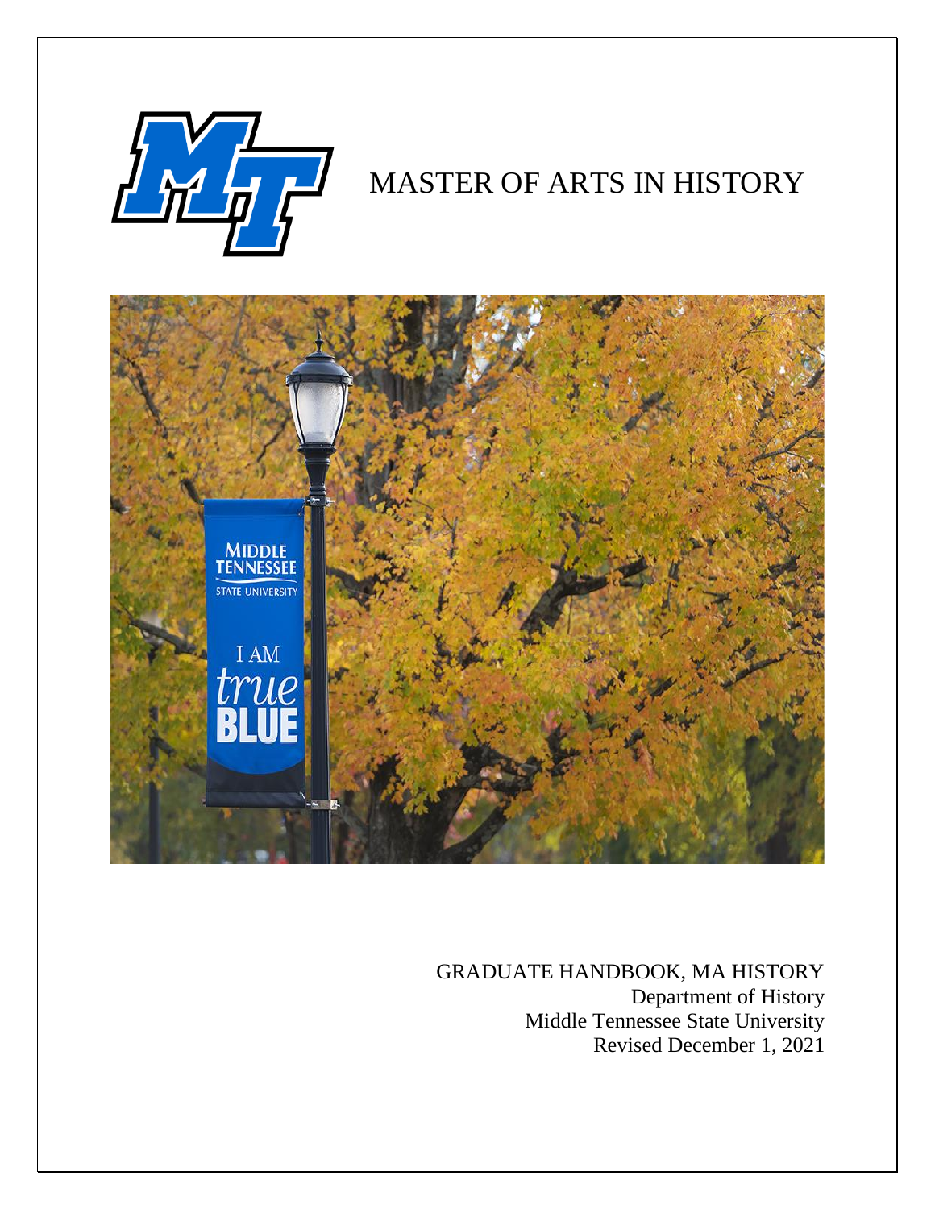# MASTER OF ARTS IN HISTORY

GRADUATE HANDBOOK, MA HISTORY
Department of History
Middle Tennessee State University
Revised December 1, 2021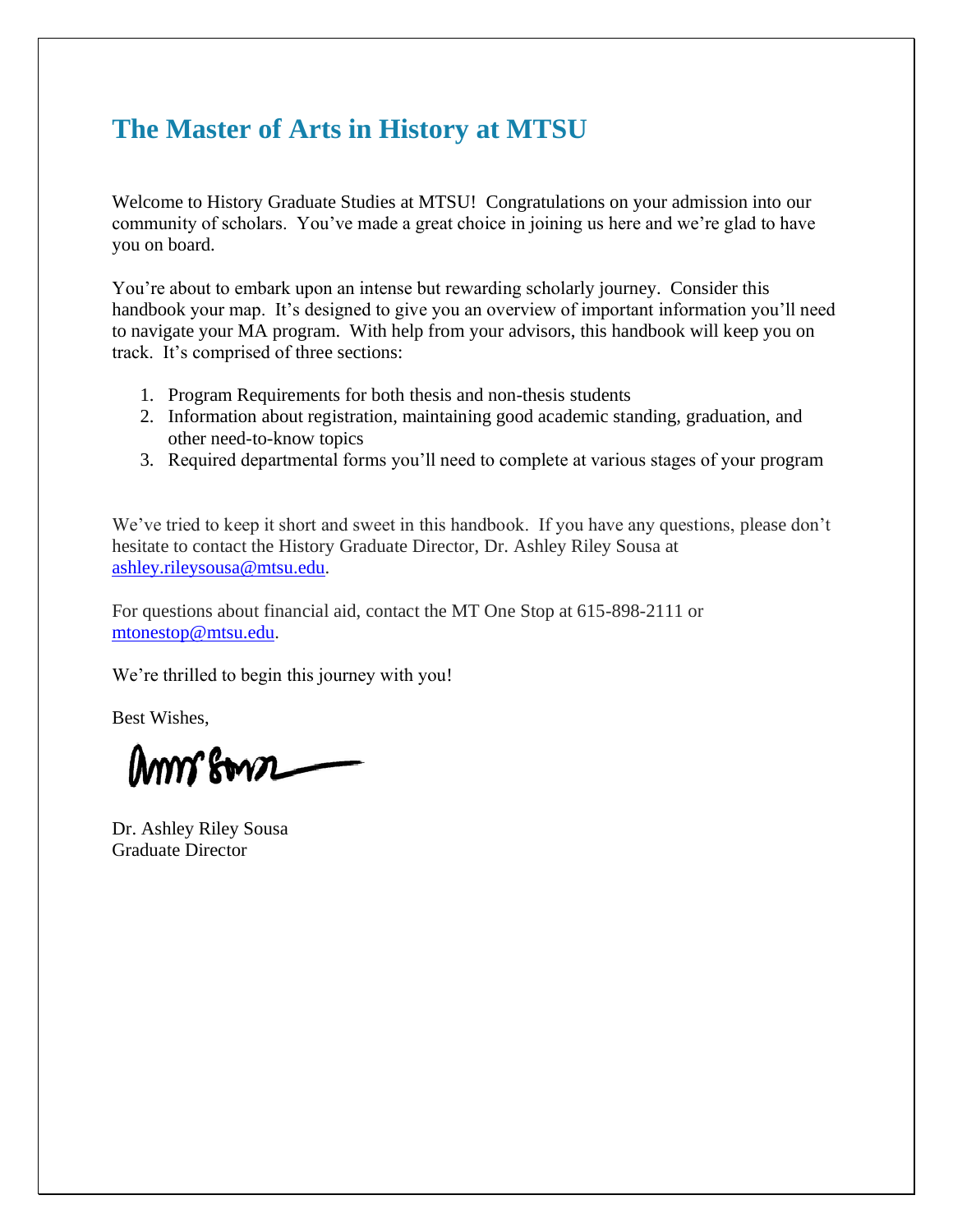# The Master of Arts in History at MTSU

Welcome to History Graduate Studies at MTSU! Congratulations on your admission into our community of scholars. You've made a great choice in joining us here and we're glad to have you on board.

You're about to embark upon an intense but rewarding scholarly journey. Consider this handbook your map. It's designed to give you an overview of important information you'll need to navigate your MA program. With help from your advisors, this handbook will keep you on track. It's comprised of three sections:

1. Program Requirements for both thesis and non-thesis students
2. Information about registration, maintaining good academic standing, graduation, and other need-to-know topics
3. Required departmental forms you'll need to complete at various stages of your program

We've tried to keep it short and sweet in this handbook. If you have any questions, please don't hesitate to contact the History Graduate Director, Dr. Ashley Riley Sousa at [ashley.rileysousa@mtsu.edu](mailto:ashley.rileysousa@mtsu.edu).

For questions about financial aid, contact the MT One Stop at 615-898-2111 or [mtonestop@mtsu.edu](mailto:mtonestop@mtsu.edu).

We're thrilled to begin this journey with you!

Best Wishes,

Dr. Ashley Riley Sousa
Graduate Director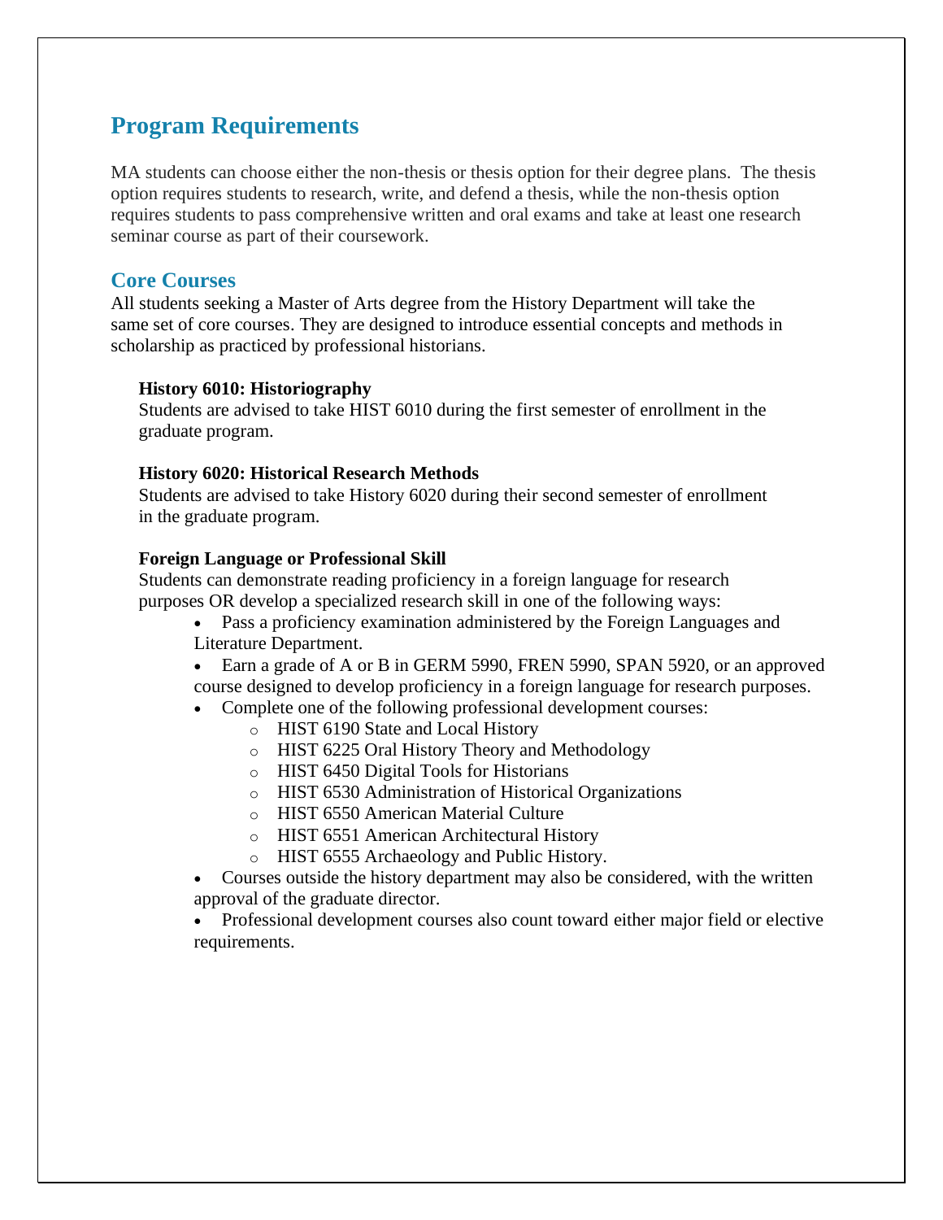## Program Requirements

MA students can choose either the non-thesis or thesis option for their degree plans. The thesis option requires students to research, write, and defend a thesis, while the non-thesis option requires students to pass comprehensive written and oral exams and take at least one research seminar course as part of their coursework.

## Core Courses

All students seeking a Master of Arts degree from the History Department will take the same set of core courses. They are designed to introduce essential concepts and methods in scholarship as practiced by professional historians.

**History 6010: Historiography**

Students are advised to take HIST 6010 during the first semester of enrollment in the graduate program.

**History 6020: Historical Research Methods**

Students are advised to take History 6020 during their second semester of enrollment in the graduate program.

**Foreign Language or Professional Skill**

Students can demonstrate reading proficiency in a foreign language for research purposes OR develop a specialized research skill in one of the following ways:

- Pass a proficiency examination administered by the Foreign Languages and Literature Department.
- Earn a grade of A or B in GERM 5990, FREN 5990, SPAN 5920, or an approved course designed to develop proficiency in a foreign language for research purposes.
- Complete one of the following professional development courses:
  - HIST 6190 State and Local History
  - HIST 6225 Oral History Theory and Methodology
  - HIST 6450 Digital Tools for Historians
  - HIST 6530 Administration of Historical Organizations
  - HIST 6550 American Material Culture
  - HIST 6551 American Architectural History
  - HIST 6555 Archaeology and Public History.
- Courses outside the history department may also be considered, with the written approval of the graduate director.
- Professional development courses also count toward either major field or elective requirements.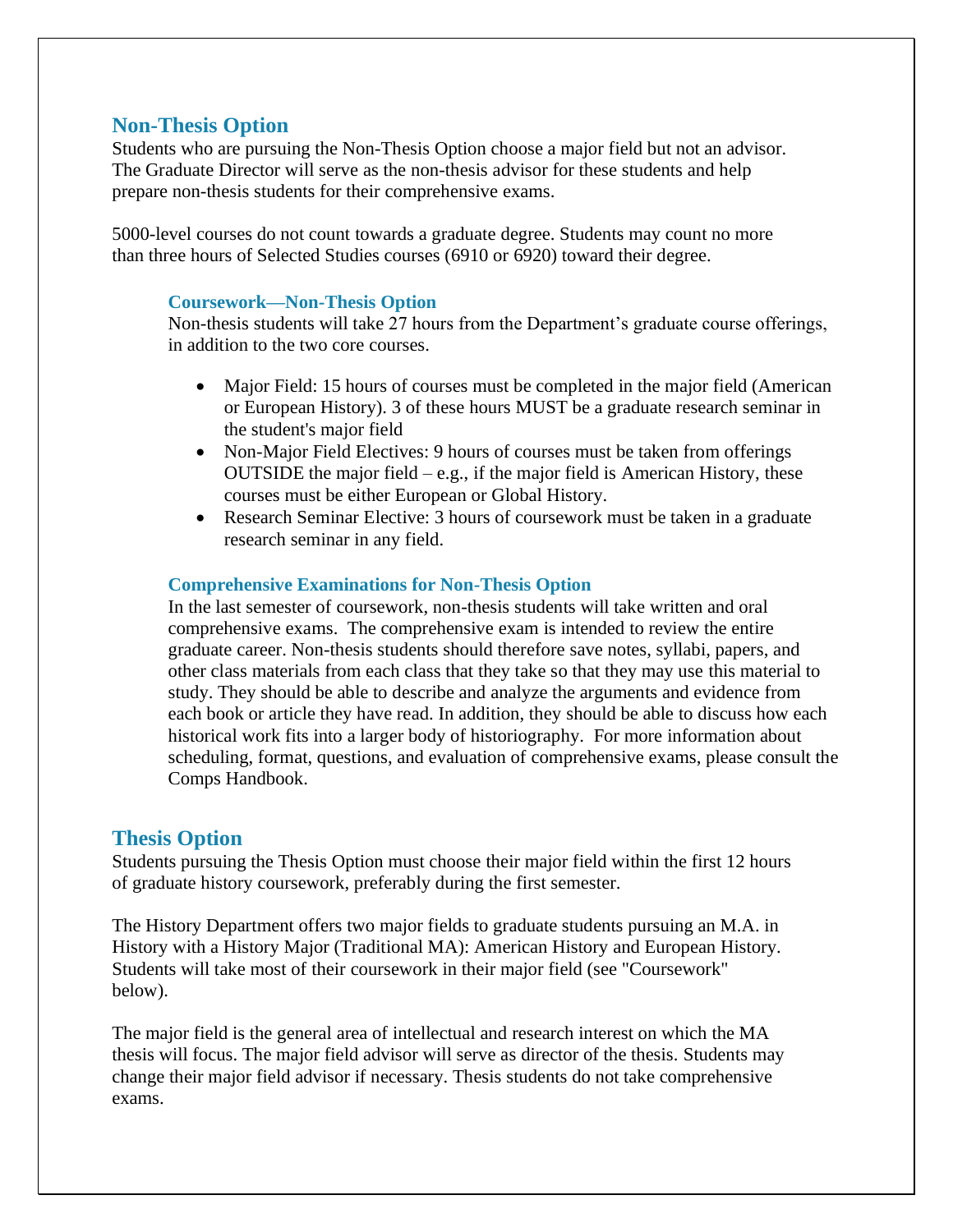## Non-Thesis Option

Students who are pursuing the Non-Thesis Option choose a major field but not an advisor. The Graduate Director will serve as the non-thesis advisor for these students and help prepare non-thesis students for their comprehensive exams.

5000-level courses do not count towards a graduate degree. Students may count no more than three hours of Selected Studies courses (6910 or 6920) toward their degree.

### Coursework—Non-Thesis Option

Non-thesis students will take 27 hours from the Department's graduate course offerings, in addition to the two core courses.

- Major Field: 15 hours of courses must be completed in the major field (American or European History). 3 of these hours MUST be a graduate research seminar in the student's major field
- Non-Major Field Electives: 9 hours of courses must be taken from offerings OUTSIDE the major field – e.g., if the major field is American History, these courses must be either European or Global History.
- Research Seminar Elective: 3 hours of coursework must be taken in a graduate research seminar in any field.

### Comprehensive Examinations for Non-Thesis Option

In the last semester of coursework, non-thesis students will take written and oral comprehensive exams. The comprehensive exam is intended to review the entire graduate career. Non-thesis students should therefore save notes, syllabi, papers, and other class materials from each class that they take so that they may use this material to study. They should be able to describe and analyze the arguments and evidence from each book or article they have read. In addition, they should be able to discuss how each historical work fits into a larger body of historiography. For more information about scheduling, format, questions, and evaluation of comprehensive exams, please consult the Comps Handbook.

## Thesis Option

Students pursuing the Thesis Option must choose their major field within the first 12 hours of graduate history coursework, preferably during the first semester.

The History Department offers two major fields to graduate students pursuing an M.A. in History with a History Major (Traditional MA): American History and European History. Students will take most of their coursework in their major field (see "Coursework" below).

The major field is the general area of intellectual and research interest on which the MA thesis will focus. The major field advisor will serve as director of the thesis. Students may change their major field advisor if necessary. Thesis students do not take comprehensive exams.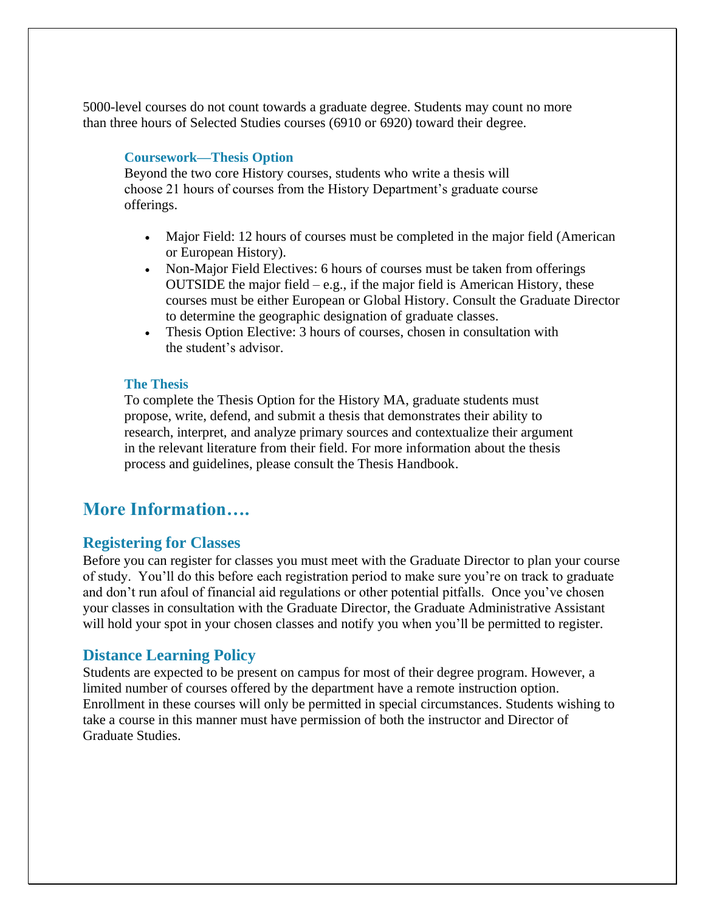5000-level courses do not count towards a graduate degree. Students may count no more than three hours of Selected Studies courses (6910 or 6920) toward their degree.

### Coursework—Thesis Option

Beyond the two core History courses, students who write a thesis will choose 21 hours of courses from the History Department's graduate course offerings.

- Major Field: 12 hours of courses must be completed in the major field (American or European History).
- Non-Major Field Electives: 6 hours of courses must be taken from offerings OUTSIDE the major field – e.g., if the major field is American History, these courses must be either European or Global History. Consult the Graduate Director to determine the geographic designation of graduate classes.
- Thesis Option Elective: 3 hours of courses, chosen in consultation with the student's advisor.

### The Thesis

To complete the Thesis Option for the History MA, graduate students must propose, write, defend, and submit a thesis that demonstrates their ability to research, interpret, and analyze primary sources and contextualize their argument in the relevant literature from their field. For more information about the thesis process and guidelines, please consult the Thesis Handbook.

## More Information….

### Registering for Classes

Before you can register for classes you must meet with the Graduate Director to plan your course of study. You'll do this before each registration period to make sure you're on track to graduate and don't run afoul of financial aid regulations or other potential pitfalls. Once you've chosen your classes in consultation with the Graduate Director, the Graduate Administrative Assistant will hold your spot in your chosen classes and notify you when you'll be permitted to register.

### Distance Learning Policy

Students are expected to be present on campus for most of their degree program. However, a limited number of courses offered by the department have a remote instruction option. Enrollment in these courses will only be permitted in special circumstances. Students wishing to take a course in this manner must have permission of both the instructor and Director of Graduate Studies.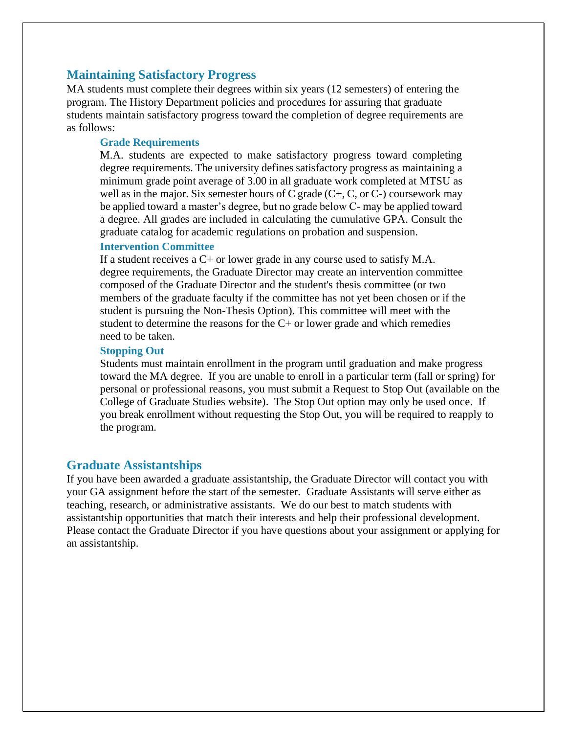## Maintaining Satisfactory Progress

MA students must complete their degrees within six years (12 semesters) of entering the program. The History Department policies and procedures for assuring that graduate students maintain satisfactory progress toward the completion of degree requirements are as follows:

### Grade Requirements

M.A. students are expected to make satisfactory progress toward completing degree requirements. The university defines satisfactory progress as maintaining a minimum grade point average of 3.00 in all graduate work completed at MTSU as well as in the major. Six semester hours of C grade (C+, C, or C-) coursework may be applied toward a master's degree, but no grade below C- may be applied toward a degree. All grades are included in calculating the cumulative GPA. Consult the graduate catalog for academic regulations on probation and suspension.

### Intervention Committee

If a student receives a C+ or lower grade in any course used to satisfy M.A. degree requirements, the Graduate Director may create an intervention committee composed of the Graduate Director and the student's thesis committee (or two members of the graduate faculty if the committee has not yet been chosen or if the student is pursuing the Non-Thesis Option). This committee will meet with the student to determine the reasons for the C+ or lower grade and which remedies need to be taken.

### Stopping Out

Students must maintain enrollment in the program until graduation and make progress toward the MA degree. If you are unable to enroll in a particular term (fall or spring) for personal or professional reasons, you must submit a Request to Stop Out (available on the College of Graduate Studies website). The Stop Out option may only be used once. If you break enrollment without requesting the Stop Out, you will be required to reapply to the program.

## Graduate Assistantships

If you have been awarded a graduate assistantship, the Graduate Director will contact you with your GA assignment before the start of the semester. Graduate Assistants will serve either as teaching, research, or administrative assistants. We do our best to match students with assistantship opportunities that match their interests and help their professional development. Please contact the Graduate Director if you have questions about your assignment or applying for an assistantship.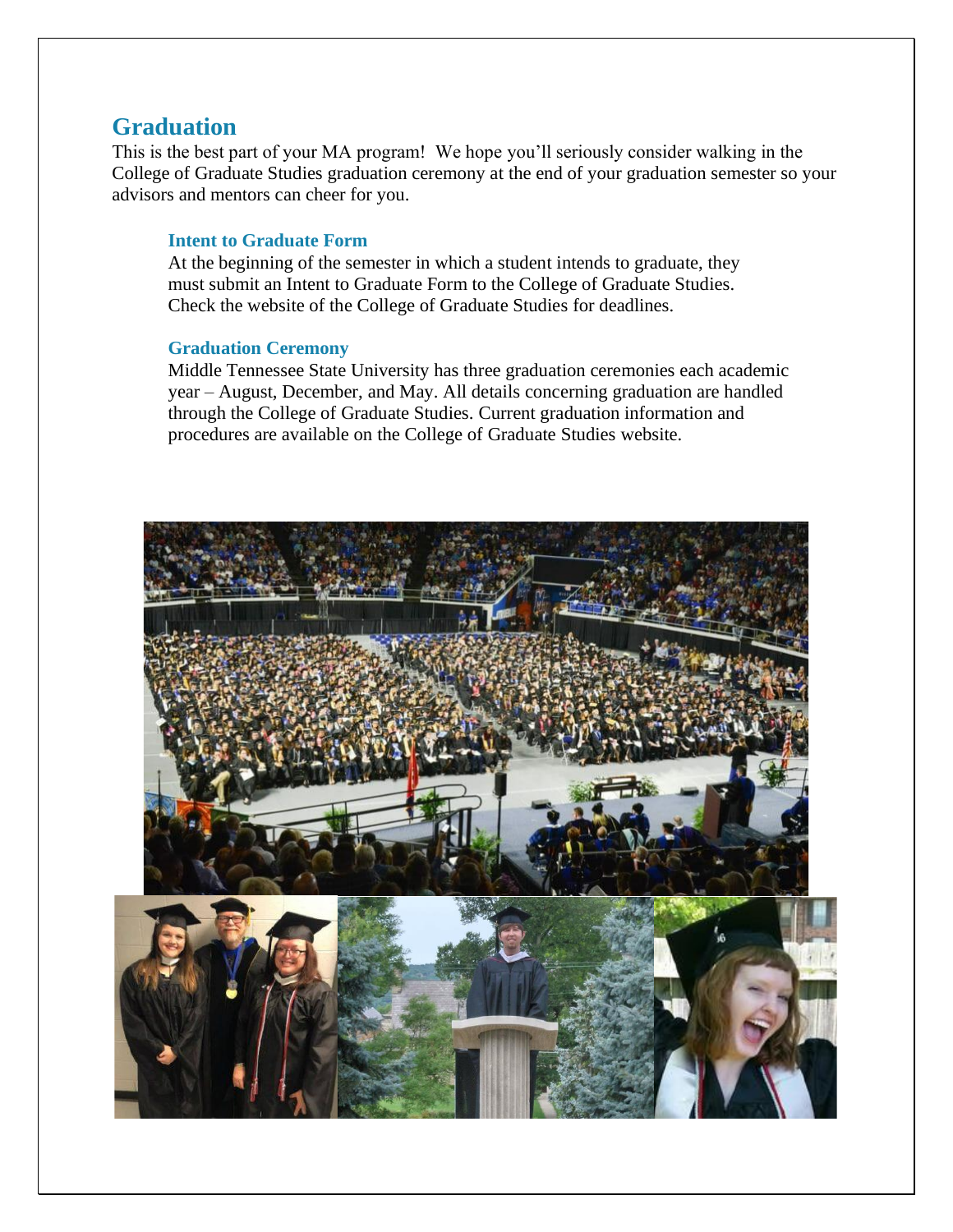## Graduation

This is the best part of your MA program! We hope you'll seriously consider walking in the College of Graduate Studies graduation ceremony at the end of your graduation semester so your advisors and mentors can cheer for you.

### Intent to Graduate Form

At the beginning of the semester in which a student intends to graduate, they must submit an Intent to Graduate Form to the College of Graduate Studies. Check the website of the College of Graduate Studies for deadlines.

### Graduation Ceremony

Middle Tennessee State University has three graduation ceremonies each academic year – August, December, and May. All details concerning graduation are handled through the College of Graduate Studies. Current graduation information and procedures are available on the College of Graduate Studies website.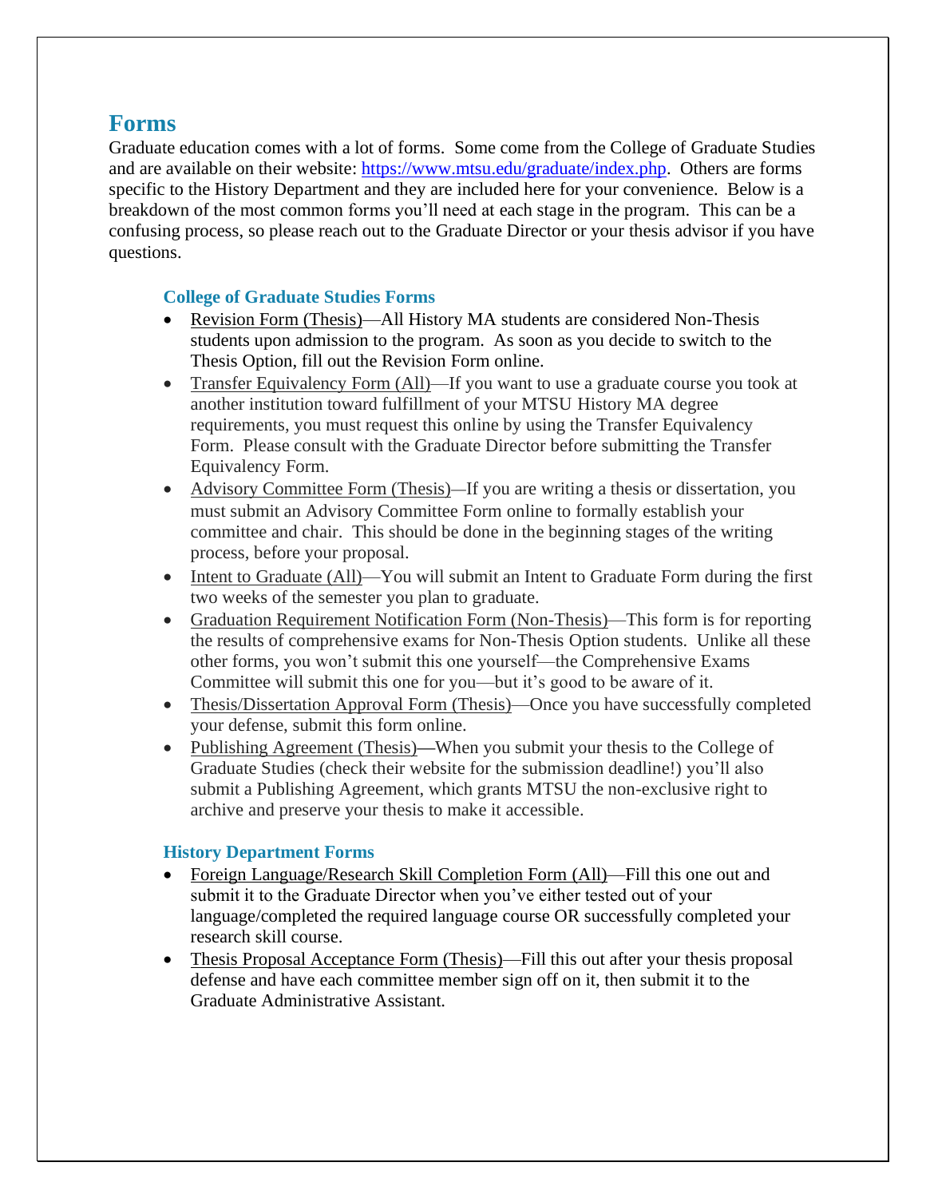## Forms

Graduate education comes with a lot of forms. Some come from the College of Graduate Studies and are available on their website: https://www.mtsu.edu/graduate/index.php. Others are forms specific to the History Department and they are included here for your convenience. Below is a breakdown of the most common forms you'll need at each stage in the program. This can be a confusing process, so please reach out to the Graduate Director or your thesis advisor if you have questions.

### College of Graduate Studies Forms

- Revision Form (Thesis)—All History MA students are considered Non-Thesis students upon admission to the program. As soon as you decide to switch to the Thesis Option, fill out the Revision Form online.
- Transfer Equivalency Form (All)—If you want to use a graduate course you took at another institution toward fulfillment of your MTSU History MA degree requirements, you must request this online by using the Transfer Equivalency Form. Please consult with the Graduate Director before submitting the Transfer Equivalency Form.
- Advisory Committee Form (Thesis)—If you are writing a thesis or dissertation, you must submit an Advisory Committee Form online to formally establish your committee and chair. This should be done in the beginning stages of the writing process, before your proposal.
- Intent to Graduate (All)—You will submit an Intent to Graduate Form during the first two weeks of the semester you plan to graduate.
- Graduation Requirement Notification Form (Non-Thesis)—This form is for reporting the results of comprehensive exams for Non-Thesis Option students. Unlike all these other forms, you won't submit this one yourself—the Comprehensive Exams Committee will submit this one for you—but it's good to be aware of it.
- Thesis/Dissertation Approval Form (Thesis)—Once you have successfully completed your defense, submit this form online.
- Publishing Agreement (Thesis)—When you submit your thesis to the College of Graduate Studies (check their website for the submission deadline!) you'll also submit a Publishing Agreement, which grants MTSU the non-exclusive right to archive and preserve your thesis to make it accessible.

### History Department Forms

- Foreign Language/Research Skill Completion Form (All)—Fill this one out and submit it to the Graduate Director when you've either tested out of your language/completed the required language course OR successfully completed your research skill course.
- Thesis Proposal Acceptance Form (Thesis)—Fill this out after your thesis proposal defense and have each committee member sign off on it, then submit it to the Graduate Administrative Assistant.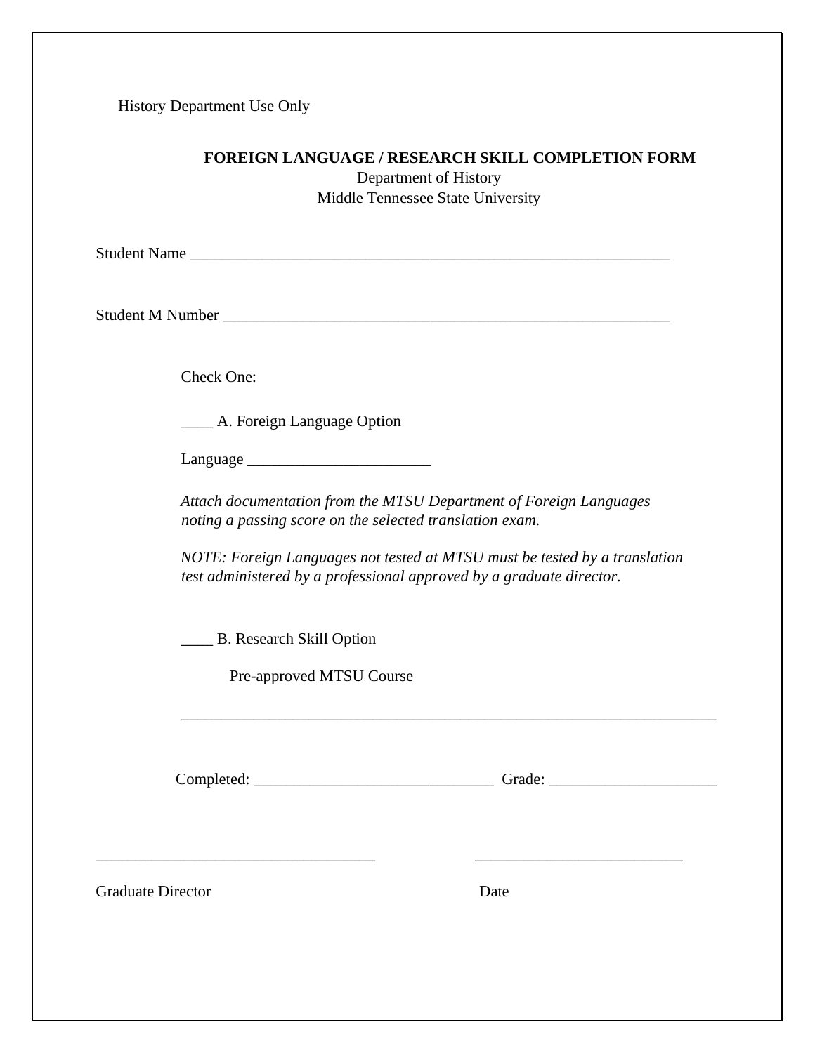History Department Use Only

**FOREIGN LANGUAGE / RESEARCH SKILL COMPLETION FORM**
Department of History
Middle Tennessee State University

Student Name ______________________________________________________________

Student M Number __________________________________________________________

Check One:

____ A. Foreign Language Option

Language _______________________

*Attach documentation from the MTSU Department of Foreign Languages noting a passing score on the selected translation exam.*

*NOTE: Foreign Languages not tested at MTSU must be tested by a translation test administered by a professional approved by a graduate director.*

____ B. Research Skill Option

Pre-approved MTSU Course

______________________________________________________________________

Completed: ______________________________ Grade: _____________________

___________________________________ __________________________

Graduate Director Date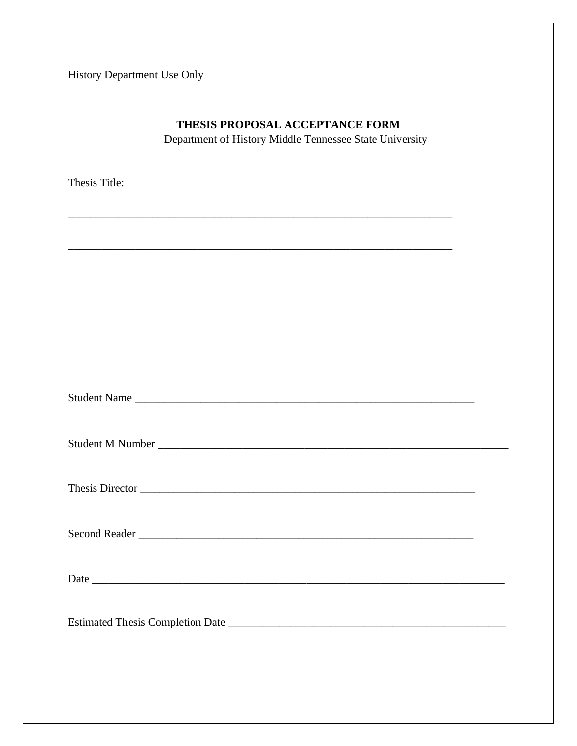History Department Use Only

**THESIS PROPOSAL ACCEPTANCE FORM**

Department of History Middle Tennessee State University

Thesis Title:

______________________________________________________________________

______________________________________________________________________

______________________________________________________________________

Student Name ____________________________________________________________

Student M Number ________________________________________________________________

Thesis Director ____________________________________________________________

Second Reader ____________________________________________________________

Date ___________________________________________________________________________

Estimated Thesis Completion Date ___________________________________________________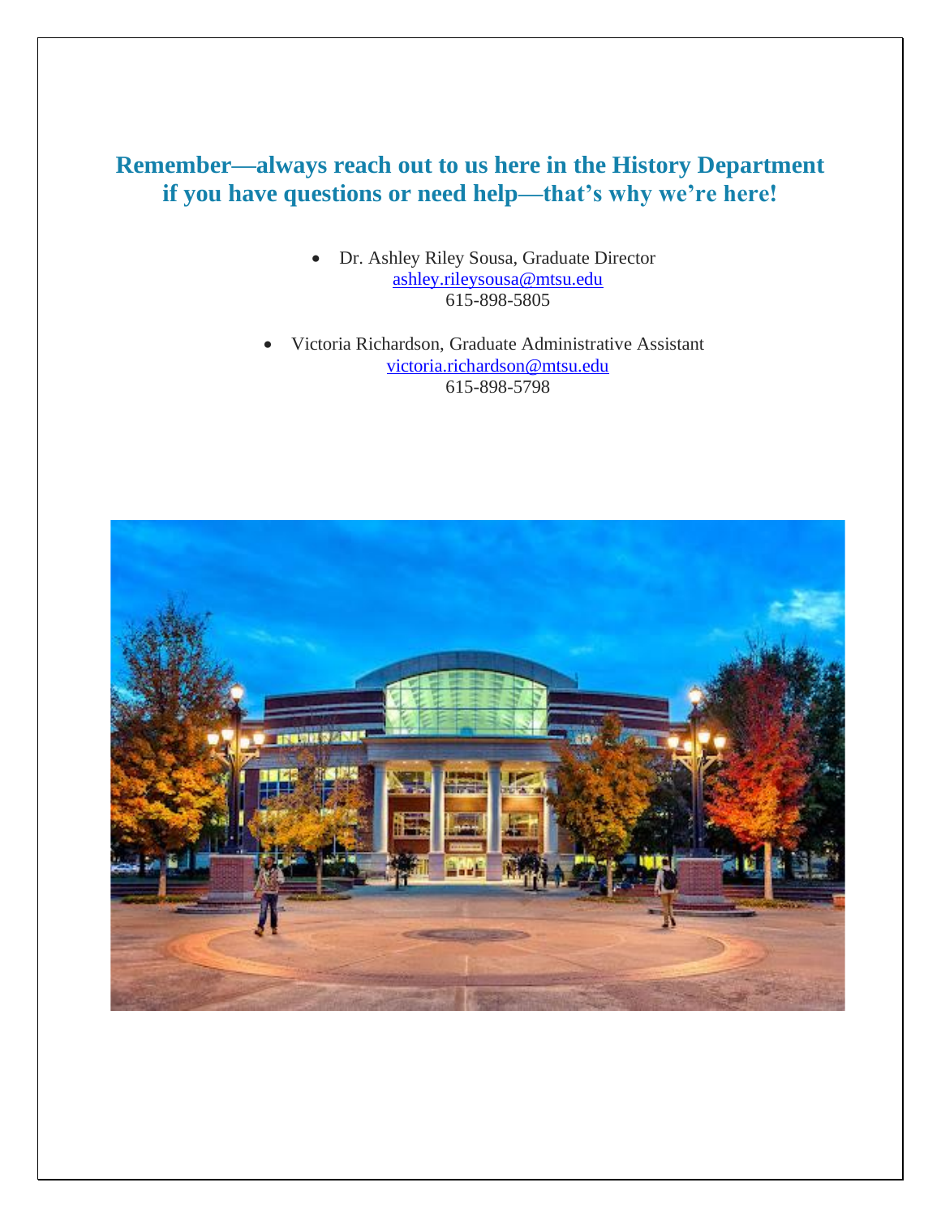## Remember—always reach out to us here in the History Department if you have questions or need help—that's why we're here!

- Dr. Ashley Riley Sousa, Graduate Director
  ashley.rileysousa@mtsu.edu
  615-898-5805

- Victoria Richardson, Graduate Administrative Assistant
  victoria.richardson@mtsu.edu
  615-898-5798